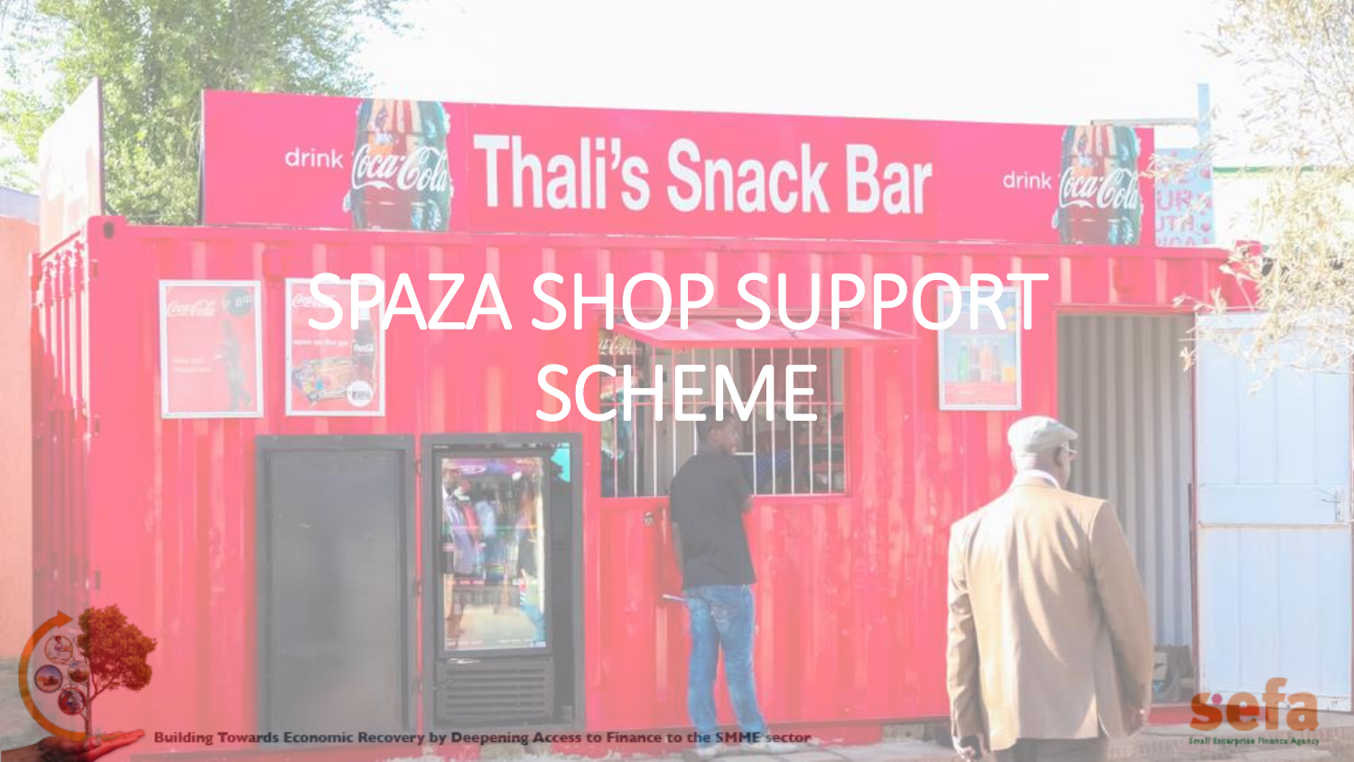# SPAZA SHOP SUPPORT SCHEME

Building Towards Economic Recovery by Deepening Access to Finance to the SMME sector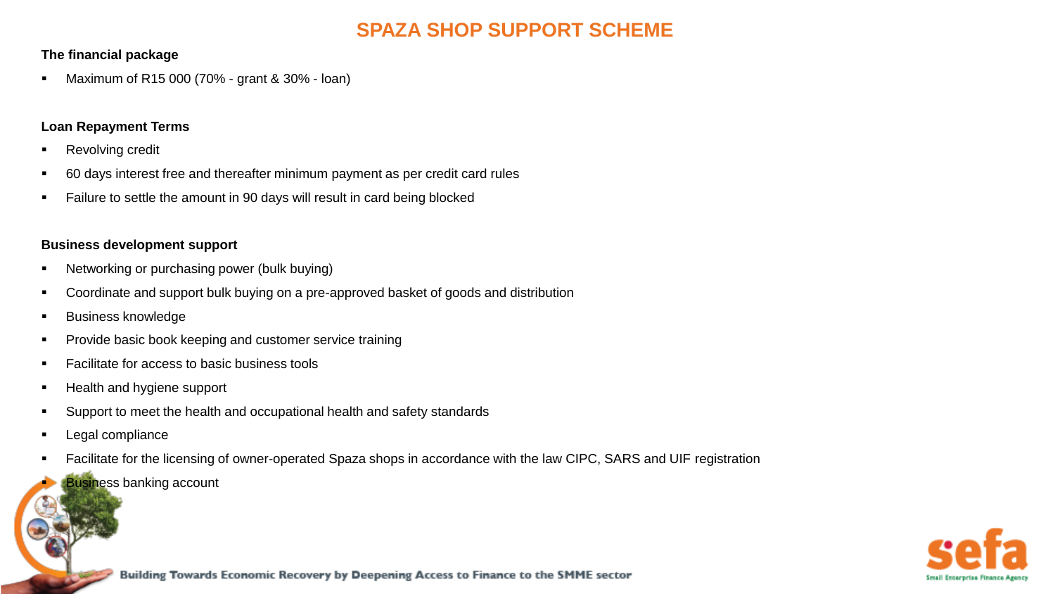# SPAZA SHOP SUPPORT SCHEME

**The financial package**

- Maximum of R15 000 (70% - grant & 30% - loan)

**Loan Repayment Terms**

- Revolving credit
- 60 days interest free and thereafter minimum payment as per credit card rules
- Failure to settle the amount in 90 days will result in card being blocked

**Business development support**

- Networking or purchasing power (bulk buying)
- Coordinate and support bulk buying on a pre-approved basket of goods and distribution
- Business knowledge
- Provide basic book keeping and customer service training
- Facilitate for access to basic business tools
- Health and hygiene support
- Support to meet the health and occupational health and safety standards
- Legal compliance
- Facilitate for the licensing of owner-operated Spaza shops in accordance with the law CIPC, SARS and UIF registration
- Business banking account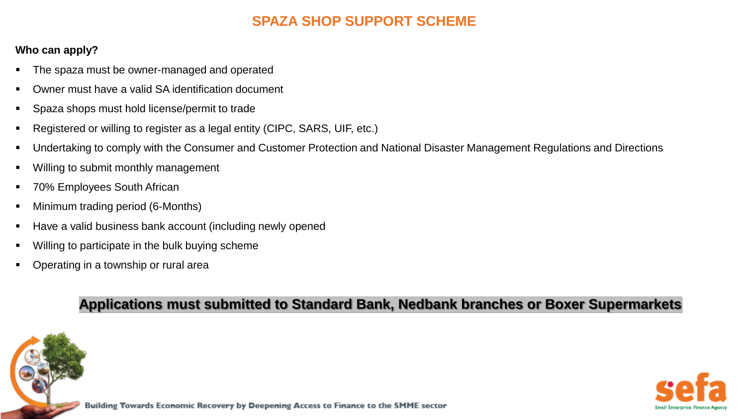# SPAZA SHOP SUPPORT SCHEME

**Who can apply?**

- The spaza must be owner-managed and operated
- Owner must have a valid SA identification document
- Spaza shops must hold license/permit to trade
- Registered or willing to register as a legal entity (CIPC, SARS, UIF, etc.)
- Undertaking to comply with the Consumer and Customer Protection and National Disaster Management Regulations and Directions
- Willing to submit monthly management
- 70% Employees South African
- Minimum trading period (6-Months)
- Have a valid business bank account (including newly opened
- Willing to participate in the bulk buying scheme
- Operating in a township or rural area

**Applications must submitted to Standard Bank, Nedbank branches or Boxer Supermarkets**

Building Towards Economic Recovery by Deepening Access to Finance to the SMME sector

sefa Small Enterprise Finance Agency